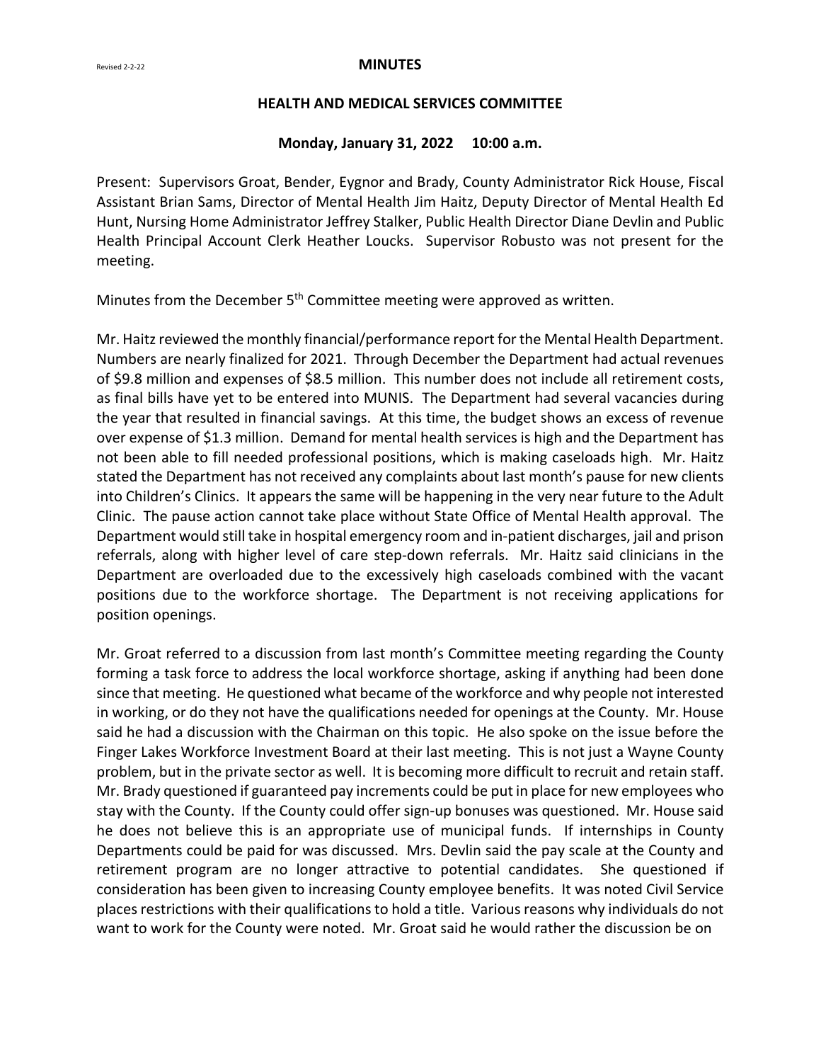Revised 2-2-22

# MINUTES

## HEALTH AND MEDICAL SERVICES COMMITTEE

### Monday, January 31, 2022 10:00 a.m.

Present: Supervisors Groat, Bender, Eygnor and Brady, County Administrator Rick House, Fiscal Assistant Brian Sams, Director of Mental Health Jim Haitz, Deputy Director of Mental Health Ed Hunt, Nursing Home Administrator Jeffrey Stalker, Public Health Director Diane Devlin and Public Health Principal Account Clerk Heather Loucks. Supervisor Robusto was not present for the meeting.

Minutes from the December 5th Committee meeting were approved as written.

Mr. Haitz reviewed the monthly financial/performance report for the Mental Health Department. Numbers are nearly finalized for 2021. Through December the Department had actual revenues of $9.8 million and expenses of $8.5 million. This number does not include all retirement costs, as final bills have yet to be entered into MUNIS. The Department had several vacancies during the year that resulted in financial savings. At this time, the budget shows an excess of revenue over expense of $1.3 million. Demand for mental health services is high and the Department has not been able to fill needed professional positions, which is making caseloads high. Mr. Haitz stated the Department has not received any complaints about last month's pause for new clients into Children's Clinics. It appears the same will be happening in the very near future to the Adult Clinic. The pause action cannot take place without State Office of Mental Health approval. The Department would still take in hospital emergency room and in-patient discharges, jail and prison referrals, along with higher level of care step-down referrals. Mr. Haitz said clinicians in the Department are overloaded due to the excessively high caseloads combined with the vacant positions due to the workforce shortage. The Department is not receiving applications for position openings.

Mr. Groat referred to a discussion from last month's Committee meeting regarding the County forming a task force to address the local workforce shortage, asking if anything had been done since that meeting. He questioned what became of the workforce and why people not interested in working, or do they not have the qualifications needed for openings at the County. Mr. House said he had a discussion with the Chairman on this topic. He also spoke on the issue before the Finger Lakes Workforce Investment Board at their last meeting. This is not just a Wayne County problem, but in the private sector as well. It is becoming more difficult to recruit and retain staff. Mr. Brady questioned if guaranteed pay increments could be put in place for new employees who stay with the County. If the County could offer sign-up bonuses was questioned. Mr. House said he does not believe this is an appropriate use of municipal funds. If internships in County Departments could be paid for was discussed. Mrs. Devlin said the pay scale at the County and retirement program are no longer attractive to potential candidates. She questioned if consideration has been given to increasing County employee benefits. It was noted Civil Service places restrictions with their qualifications to hold a title. Various reasons why individuals do not want to work for the County were noted. Mr. Groat said he would rather the discussion be on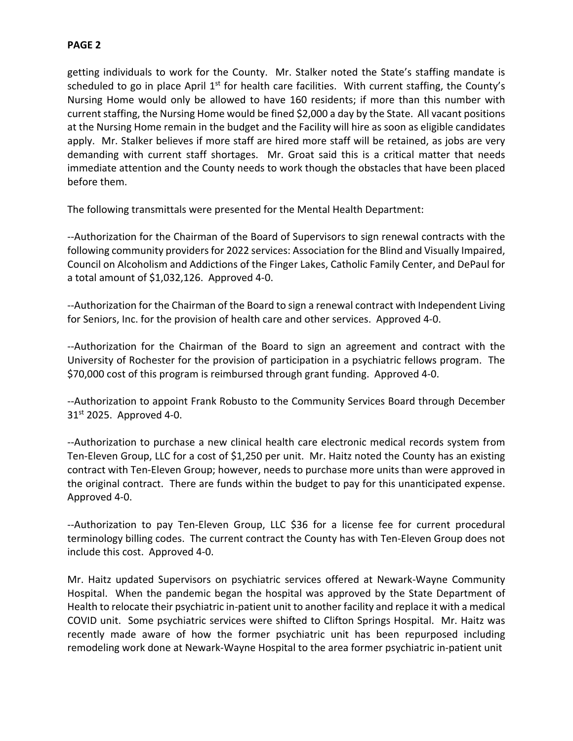getting individuals to work for the County. Mr. Stalker noted the State's staffing mandate is scheduled to go in place April 1st for health care facilities. With current staffing, the County's Nursing Home would only be allowed to have 160 residents; if more than this number with current staffing, the Nursing Home would be fined $2,000 a day by the State. All vacant positions at the Nursing Home remain in the budget and the Facility will hire as soon as eligible candidates apply. Mr. Stalker believes if more staff are hired more staff will be retained, as jobs are very demanding with current staff shortages. Mr. Groat said this is a critical matter that needs immediate attention and the County needs to work though the obstacles that have been placed before them.

The following transmittals were presented for the Mental Health Department:

--Authorization for the Chairman of the Board of Supervisors to sign renewal contracts with the following community providers for 2022 services: Association for the Blind and Visually Impaired, Council on Alcoholism and Addictions of the Finger Lakes, Catholic Family Center, and DePaul for a total amount of $1,032,126. Approved 4-0.

--Authorization for the Chairman of the Board to sign a renewal contract with Independent Living for Seniors, Inc. for the provision of health care and other services. Approved 4-0.

--Authorization for the Chairman of the Board to sign an agreement and contract with the University of Rochester for the provision of participation in a psychiatric fellows program. The $70,000 cost of this program is reimbursed through grant funding. Approved 4-0.

--Authorization to appoint Frank Robusto to the Community Services Board through December 31st 2025. Approved 4-0.

--Authorization to purchase a new clinical health care electronic medical records system from Ten-Eleven Group, LLC for a cost of $1,250 per unit. Mr. Haitz noted the County has an existing contract with Ten-Eleven Group; however, needs to purchase more units than were approved in the original contract. There are funds within the budget to pay for this unanticipated expense. Approved 4-0.

--Authorization to pay Ten-Eleven Group, LLC $36 for a license fee for current procedural terminology billing codes. The current contract the County has with Ten-Eleven Group does not include this cost. Approved 4-0.

Mr. Haitz updated Supervisors on psychiatric services offered at Newark-Wayne Community Hospital. When the pandemic began the hospital was approved by the State Department of Health to relocate their psychiatric in-patient unit to another facility and replace it with a medical COVID unit. Some psychiatric services were shifted to Clifton Springs Hospital. Mr. Haitz was recently made aware of how the former psychiatric unit has been repurposed including remodeling work done at Newark-Wayne Hospital to the area former psychiatric in-patient unit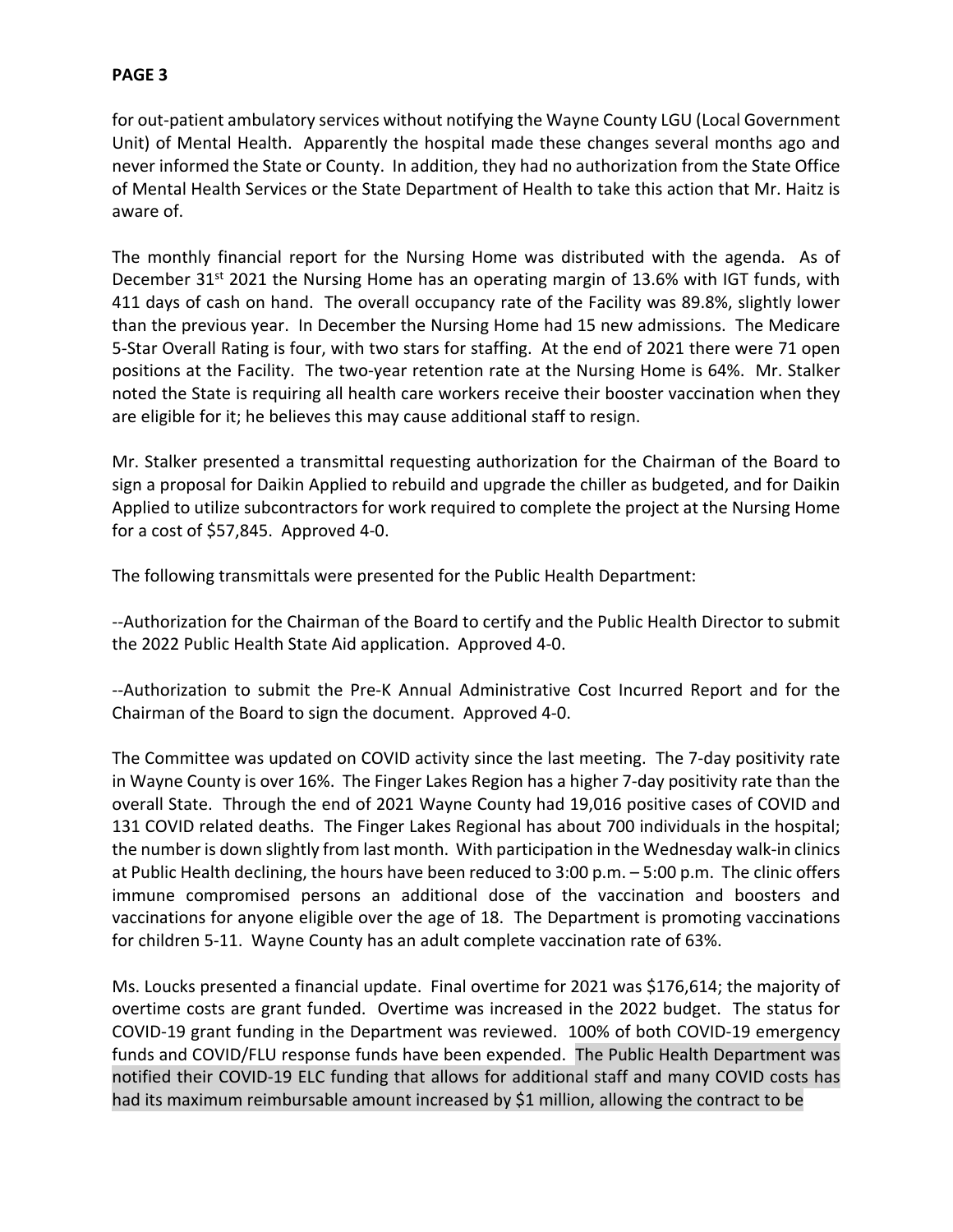for out-patient ambulatory services without notifying the Wayne County LGU (Local Government Unit) of Mental Health. Apparently the hospital made these changes several months ago and never informed the State or County. In addition, they had no authorization from the State Office of Mental Health Services or the State Department of Health to take this action that Mr. Haitz is aware of.

The monthly financial report for the Nursing Home was distributed with the agenda. As of December 31st 2021 the Nursing Home has an operating margin of 13.6% with IGT funds, with 411 days of cash on hand. The overall occupancy rate of the Facility was 89.8%, slightly lower than the previous year. In December the Nursing Home had 15 new admissions. The Medicare 5-Star Overall Rating is four, with two stars for staffing. At the end of 2021 there were 71 open positions at the Facility. The two-year retention rate at the Nursing Home is 64%. Mr. Stalker noted the State is requiring all health care workers receive their booster vaccination when they are eligible for it; he believes this may cause additional staff to resign.

Mr. Stalker presented a transmittal requesting authorization for the Chairman of the Board to sign a proposal for Daikin Applied to rebuild and upgrade the chiller as budgeted, and for Daikin Applied to utilize subcontractors for work required to complete the project at the Nursing Home for a cost of $57,845. Approved 4-0.

The following transmittals were presented for the Public Health Department:

--Authorization for the Chairman of the Board to certify and the Public Health Director to submit the 2022 Public Health State Aid application. Approved 4-0.

--Authorization to submit the Pre-K Annual Administrative Cost Incurred Report and for the Chairman of the Board to sign the document. Approved 4-0.

The Committee was updated on COVID activity since the last meeting. The 7-day positivity rate in Wayne County is over 16%. The Finger Lakes Region has a higher 7-day positivity rate than the overall State. Through the end of 2021 Wayne County had 19,016 positive cases of COVID and 131 COVID related deaths. The Finger Lakes Regional has about 700 individuals in the hospital; the number is down slightly from last month. With participation in the Wednesday walk-in clinics at Public Health declining, the hours have been reduced to 3:00 p.m. – 5:00 p.m. The clinic offers immune compromised persons an additional dose of the vaccination and boosters and vaccinations for anyone eligible over the age of 18. The Department is promoting vaccinations for children 5-11. Wayne County has an adult complete vaccination rate of 63%.

Ms. Loucks presented a financial update. Final overtime for 2021 was $176,614; the majority of overtime costs are grant funded. Overtime was increased in the 2022 budget. The status for COVID-19 grant funding in the Department was reviewed. 100% of both COVID-19 emergency funds and COVID/FLU response funds have been expended. The Public Health Department was notified their COVID-19 ELC funding that allows for additional staff and many COVID costs has had its maximum reimbursable amount increased by $1 million, allowing the contract to be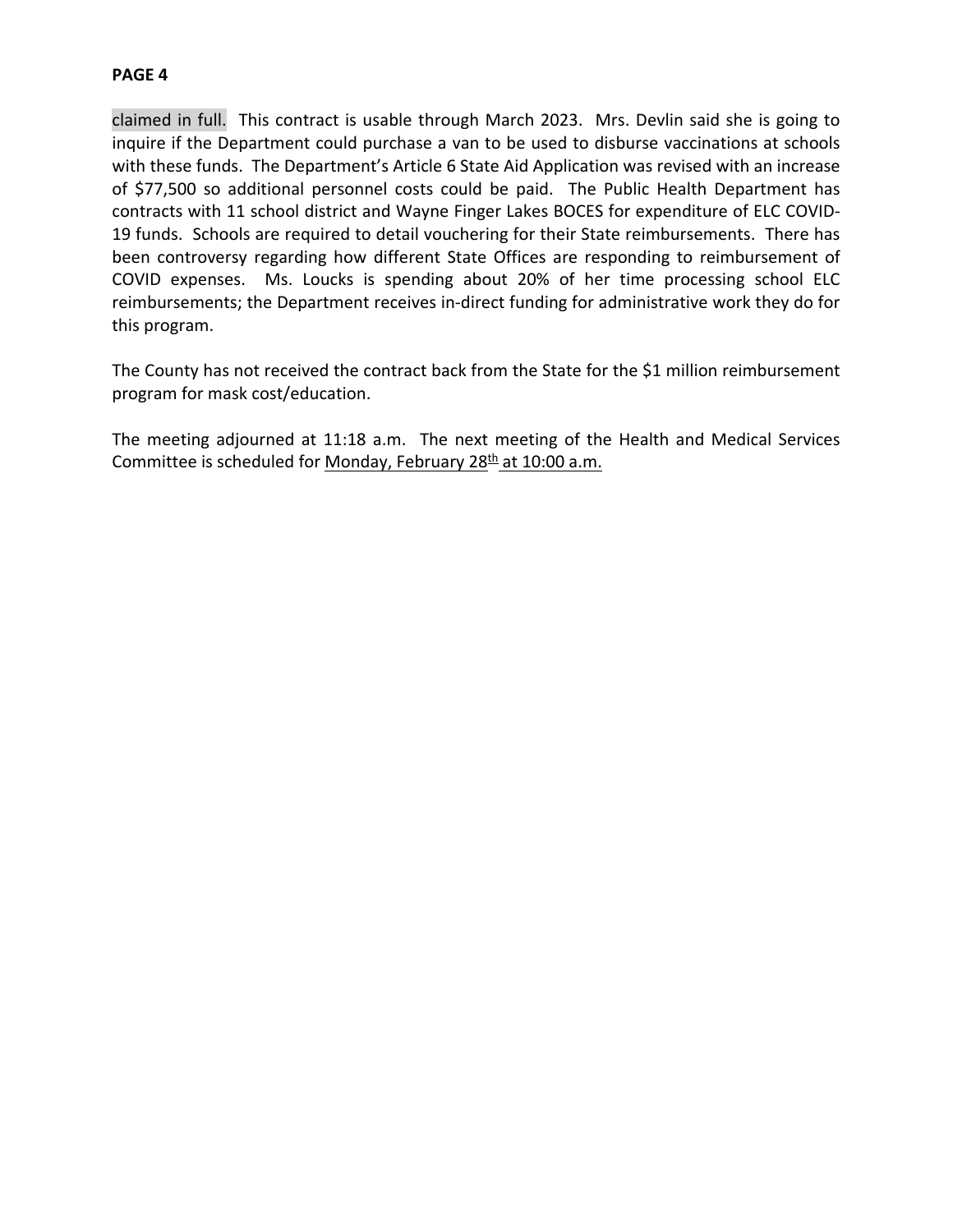claimed in full. This contract is usable through March 2023. Mrs. Devlin said she is going to inquire if the Department could purchase a van to be used to disburse vaccinations at schools with these funds. The Department's Article 6 State Aid Application was revised with an increase of $77,500 so additional personnel costs could be paid. The Public Health Department has contracts with 11 school district and Wayne Finger Lakes BOCES for expenditure of ELC COVID-19 funds. Schools are required to detail vouchering for their State reimbursements. There has been controversy regarding how different State Offices are responding to reimbursement of COVID expenses. Ms. Loucks is spending about 20% of her time processing school ELC reimbursements; the Department receives in-direct funding for administrative work they do for this program.

The County has not received the contract back from the State for the $1 million reimbursement program for mask cost/education.

The meeting adjourned at 11:18 a.m. The next meeting of the Health and Medical Services Committee is scheduled for Monday, February 28th at 10:00 a.m.